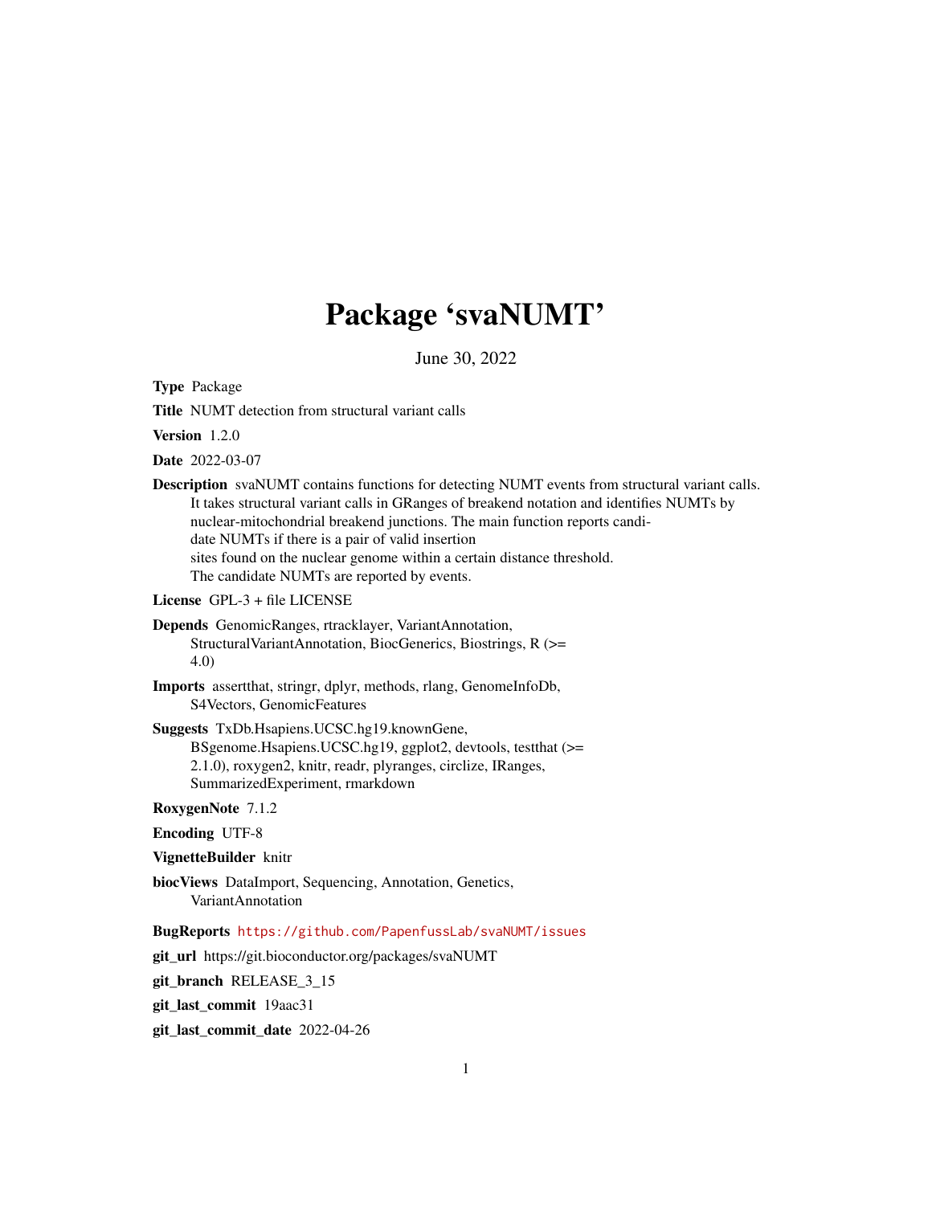# Package 'svaNUMT'

June 30, 2022

**Type** Package

**Title** NUMT detection from structural variant calls

**Version** 1.2.0

**Date** 2022-03-07

**Description** svaNUMT contains functions for detecting NUMT events from structural variant calls. It takes structural variant calls in GRanges of breakend notation and identifies NUMTs by nuclear-mitochondrial breakend junctions. The main function reports candidate NUMTs if there is a pair of valid insertion sites found on the nuclear genome within a certain distance threshold. The candidate NUMTs are reported by events.

**License** GPL-3 + file LICENSE

**Depends** GenomicRanges, rtracklayer, VariantAnnotation, StructuralVariantAnnotation, BiocGenerics, Biostrings, R (>= 4.0)

**Imports** assertthat, stringr, dplyr, methods, rlang, GenomeInfoDb, S4Vectors, GenomicFeatures

**Suggests** TxDb.Hsapiens.UCSC.hg19.knownGene, BSgenome.Hsapiens.UCSC.hg19, ggplot2, devtools, testthat (>= 2.1.0), roxygen2, knitr, readr, plyranges, circlize, IRanges, SummarizedExperiment, rmarkdown

**RoxygenNote** 7.1.2

**Encoding** UTF-8

**VignetteBuilder** knitr

**biocViews** DataImport, Sequencing, Annotation, Genetics, VariantAnnotation

**BugReports** https://github.com/PapenfussLab/svaNUMT/issues

**git_url** https://git.bioconductor.org/packages/svaNUMT

**git_branch** RELEASE_3_15

**git_last_commit** 19aac31

**git_last_commit_date** 2022-04-26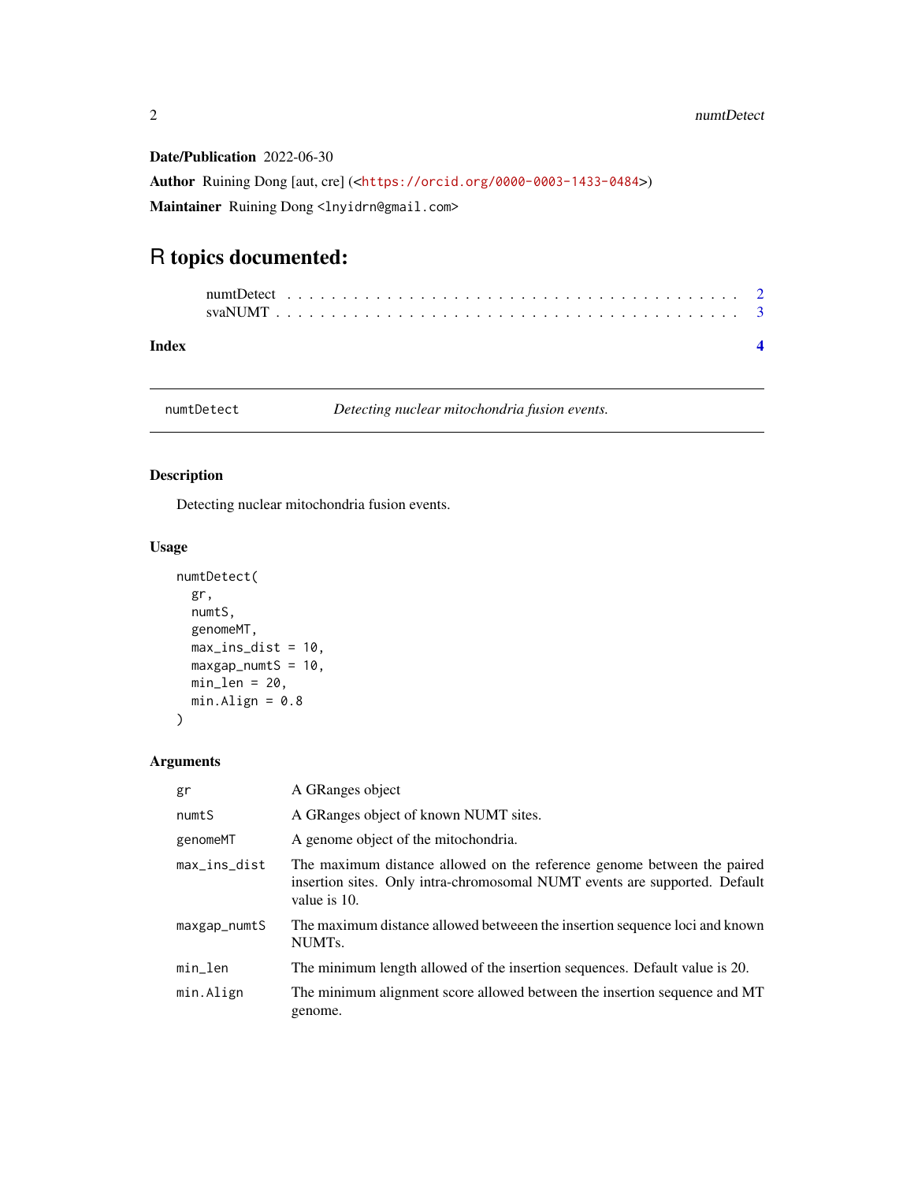**Date/Publication** 2022-06-30

**Author** Ruining Dong [aut, cre] (<https://orcid.org/0000-0003-1433-0484>)

**Maintainer** Ruining Dong <lnyidrn@gmail.com>

# R topics documented:

numtDetect . . . . . . . . . . . . . . . . . . . . . . . . . . . . . . . . . . . . . . 2
svaNUMT . . . . . . . . . . . . . . . . . . . . . . . . . . . . . . . . . . . . . . . 3

**Index** **4**

---

`numtDetect` *Detecting nuclear mitochondria fusion events.*

---

## Description

Detecting nuclear mitochondria fusion events.

## Usage

```
numtDetect(
  gr,
  numtS,
  genomeMT,
  max_ins_dist = 10,
  maxgap_numtS = 10,
  min_len = 20,
  min.Align = 0.8
)
```

## Arguments

| | |
|---|---|
| `gr` | A GRanges object |
| `numtS` | A GRanges object of known NUMT sites. |
| `genomeMT` | A genome object of the mitochondria. |
| `max_ins_dist` | The maximum distance allowed on the reference genome between the paired insertion sites. Only intra-chromosomal NUMT events are supported. Default value is 10. |
| `maxgap_numtS` | The maximum distance allowed betweeen the insertion sequence loci and known NUMTs. |
| `min_len` | The minimum length allowed of the insertion sequences. Default value is 20. |
| `min.Align` | The minimum alignment score allowed between the insertion sequence and MT genome. |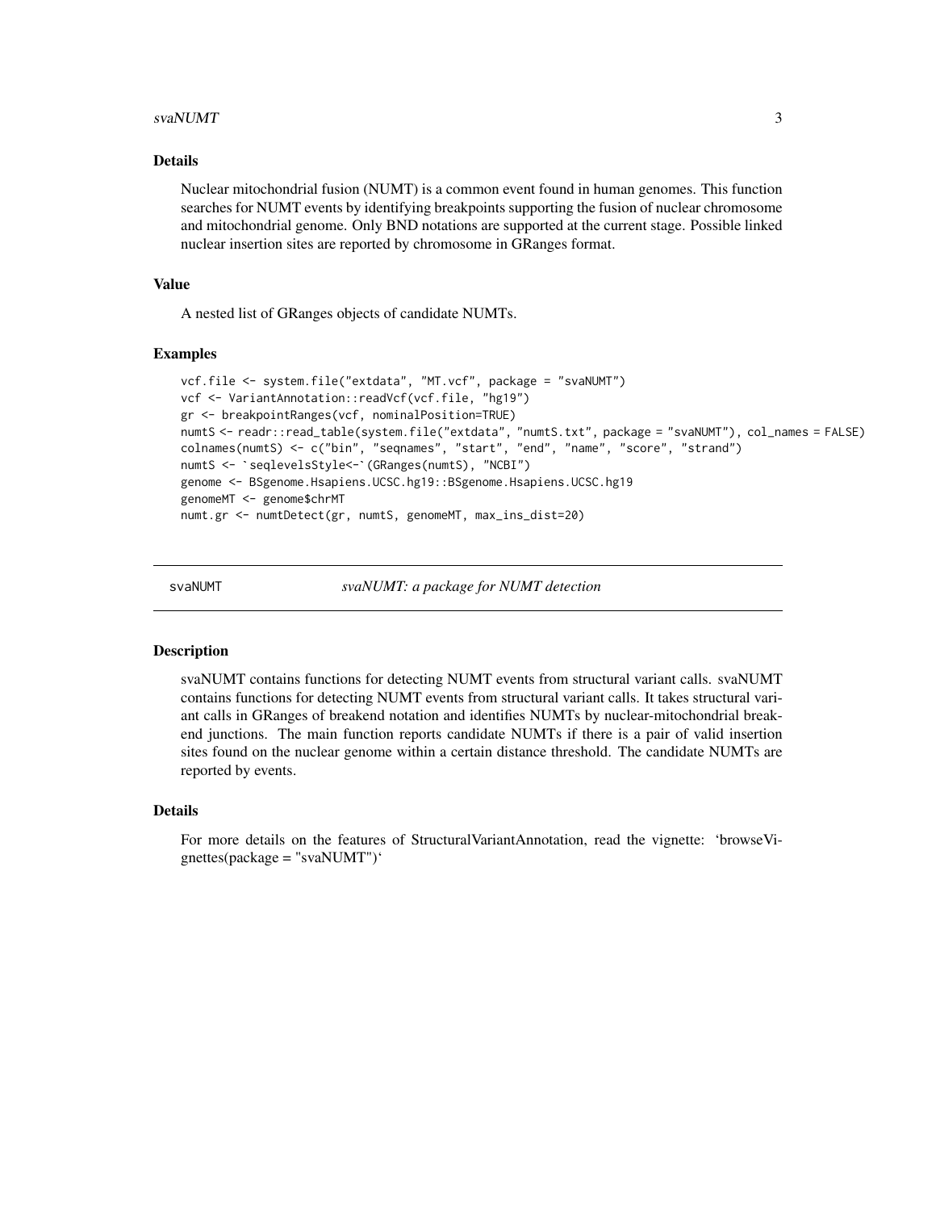### Details

Nuclear mitochondrial fusion (NUMT) is a common event found in human genomes. This function searches for NUMT events by identifying breakpoints supporting the fusion of nuclear chromosome and mitochondrial genome. Only BND notations are supported at the current stage. Possible linked nuclear insertion sites are reported by chromosome in GRanges format.

### Value

A nested list of GRanges objects of candidate NUMTs.

### Examples

```
vcf.file <- system.file("extdata", "MT.vcf", package = "svaNUMT")
vcf <- VariantAnnotation::readVcf(vcf.file, "hg19")
gr <- breakpointRanges(vcf, nominalPosition=TRUE)
numtS <- readr::read_table(system.file("extdata", "numtS.txt", package = "svaNUMT"), col_names = FALSE)
colnames(numtS) <- c("bin", "seqnames", "start", "end", "name", "score", "strand")
numtS <- `seqlevelsStyle<-`(GRanges(numtS), "NCBI")
genome <- BSgenome.Hsapiens.UCSC.hg19::BSgenome.Hsapiens.UCSC.hg19
genomeMT <- genome$chrMT
numt.gr <- numtDetect(gr, numtS, genomeMT, max_ins_dist=20)
```

---

## svaNUMT — *svaNUMT: a package for NUMT detection*

### Description

svaNUMT contains functions for detecting NUMT events from structural variant calls. svaNUMT contains functions for detecting NUMT events from structural variant calls. It takes structural variant calls in GRanges of breakend notation and identifies NUMTs by nuclear-mitochondrial breakend junctions. The main function reports candidate NUMTs if there is a pair of valid insertion sites found on the nuclear genome within a certain distance threshold. The candidate NUMTs are reported by events.

### Details

For more details on the features of StructuralVariantAnnotation, read the vignette: 'browseVignettes(package = "svaNUMT")'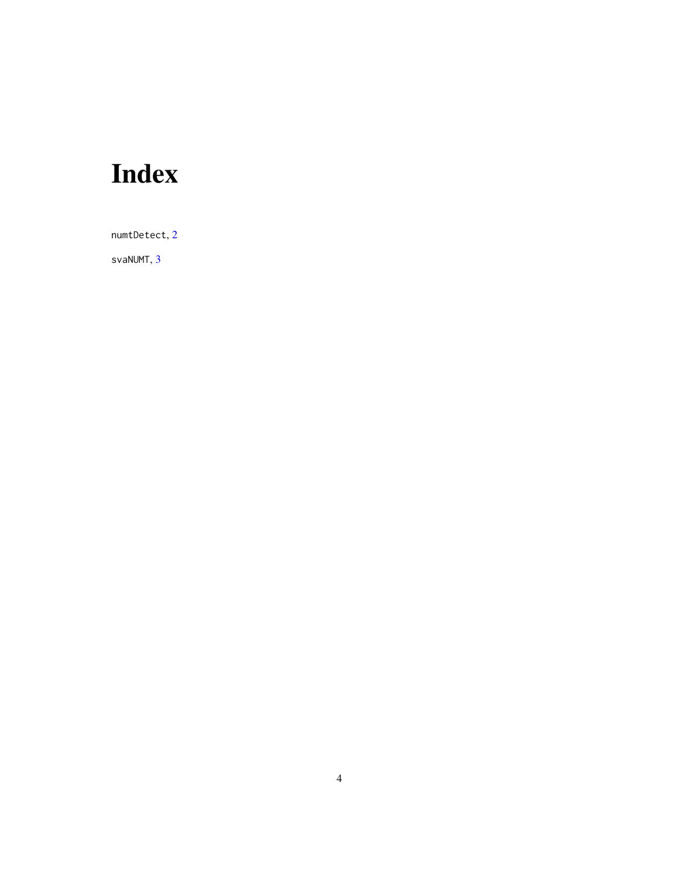# Index

numtDetect, 2

svaNUMT, 3